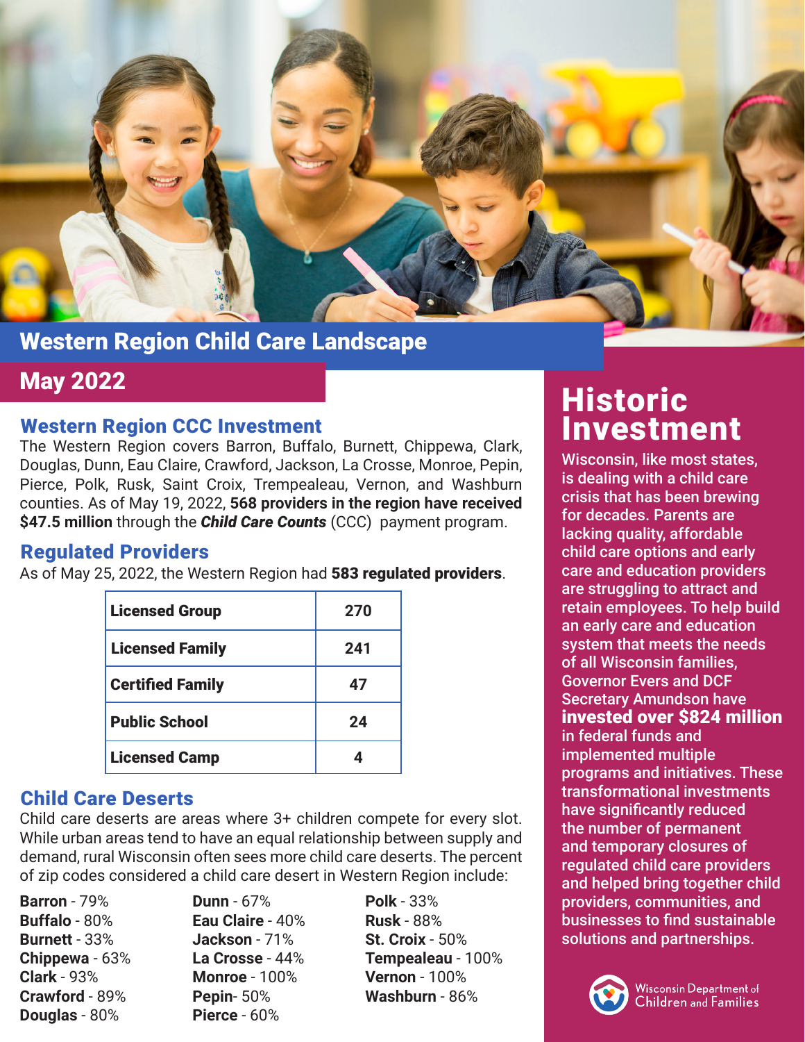# Western Region Child Care Landscape

## May 2022

### Western Region CCC Investment

The Western Region covers Barron, Buffalo, Burnett, Chippewa, Clark, Douglas, Dunn, Eau Claire, Crawford, Jackson, La Crosse, Monroe, Pepin, Pierce, Polk, Rusk, Saint Croix, Trempealeau, Vernon, and Washburn counties. As of May 19, 2022, **568 providers in the region have received $47.5 million** through the ***Child Care Counts*** (CCC) payment program.

### Regulated Providers

As of May 25, 2022, the Western Region had **583 regulated providers**.

| Provider Type | Count |
|---|---|
| **Licensed Group** | 270 |
| **Licensed Family** | 241 |
| **Certified Family** | 47 |
| **Public School** | 24 |
| **Licensed Camp** | 4 |

### Child Care Deserts

Child care deserts are areas where 3+ children compete for every slot. While urban areas tend to have an equal relationship between supply and demand, rural Wisconsin often sees more child care deserts. The percent of zip codes considered a child care desert in Western Region include:

- **Barron** - 79%
- **Buffalo** - 80%
- **Burnett** - 33%
- **Chippewa** - 63%
- **Clark** - 93%
- **Crawford** - 89%
- **Douglas** - 80%
- **Dunn** - 67%
- **Eau Claire** - 40%
- **Jackson** - 71%
- **La Crosse** - 44%
- **Monroe** - 100%
- **Pepin**- 50%
- **Pierce** - 60%
- **Polk** - 33%
- **Rusk** - 88%
- **St. Croix** - 50%
- **Tempealeau** - 100%
- **Vernon** - 100%
- **Washburn** - 86%

## Historic Investment

Wisconsin, like most states, is dealing with a child care crisis that has been brewing for decades. Parents are lacking quality, affordable child care options and early care and education providers are struggling to attract and retain employees. To help build an early care and education system that meets the needs of all Wisconsin families, Governor Evers and DCF Secretary Amundson have **invested over $824 million** in federal funds and implemented multiple programs and initiatives. These transformational investments have significantly reduced the number of permanent and temporary closures of regulated child care providers and helped bring together child providers, communities, and businesses to find sustainable solutions and partnerships.

Wisconsin Department of Children and Families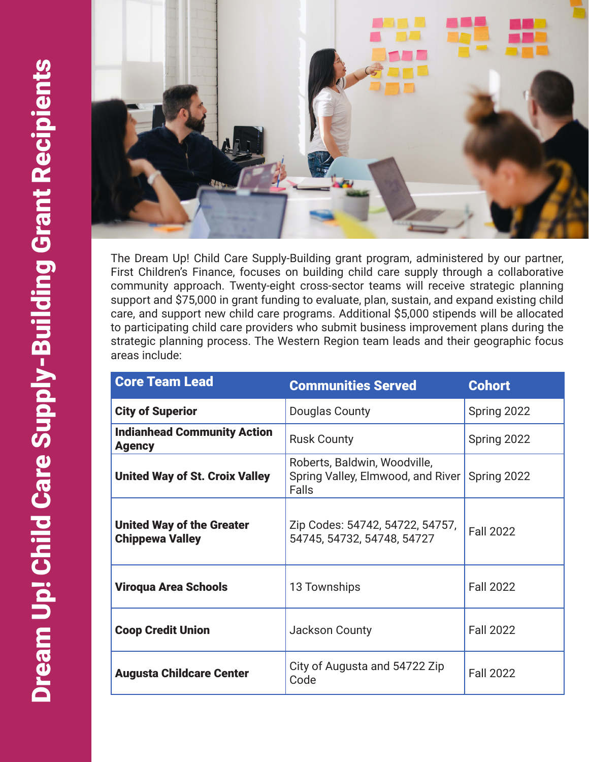# Dream Up! Child Care Supply-Building Grant Recipients

The Dream Up! Child Care Supply-Building grant program, administered by our partner, First Children's Finance, focuses on building child care supply through a collaborative community approach. Twenty-eight cross-sector teams will receive strategic planning support and $75,000 in grant funding to evaluate, plan, sustain, and expand existing child care, and support new child care programs. Additional $5,000 stipends will be allocated to participating child care providers who submit business improvement plans during the strategic planning process. The Western Region team leads and their geographic focus areas include:

| Core Team Lead | Communities Served | Cohort |
|---|---|---|
| **City of Superior** | Douglas County | Spring 2022 |
| **Indianhead Community Action Agency** | Rusk County | Spring 2022 |
| **United Way of St. Croix Valley** | Roberts, Baldwin, Woodville, Spring Valley, Elmwood, and River Falls | Spring 2022 |
| **United Way of the Greater Chippewa Valley** | Zip Codes: 54742, 54722, 54757, 54745, 54732, 54748, 54727 | Fall 2022 |
| **Viroqua Area Schools** | 13 Townships | Fall 2022 |
| **Coop Credit Union** | Jackson County | Fall 2022 |
| **Augusta Childcare Center** | City of Augusta and 54722 Zip Code | Fall 2022 |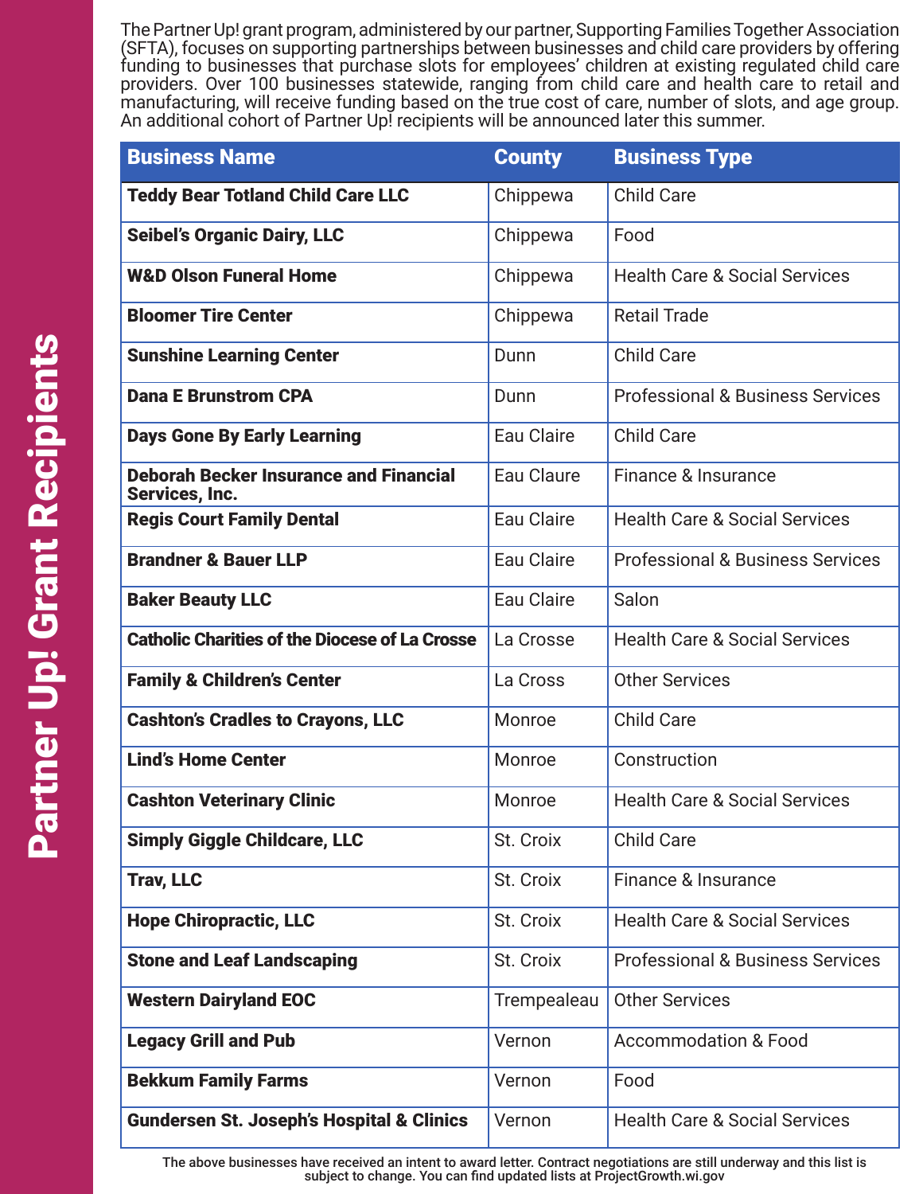# Partner Up! Grant Recipients

The Partner Up! grant program, administered by our partner, Supporting Families Together Association (SFTA), focuses on supporting partnerships between businesses and child care providers by offering funding to businesses that purchase slots for employees' children at existing regulated child care providers. Over 100 businesses statewide, ranging from child care and health care to retail and manufacturing, will receive funding based on the true cost of care, number of slots, and age group. An additional cohort of Partner Up! recipients will be announced later this summer.

| Business Name | County | Business Type |
|---|---|---|
| **Teddy Bear Totland Child Care LLC** | Chippewa | Child Care |
| **Seibel's Organic Dairy, LLC** | Chippewa | Food |
| **W&D Olson Funeral Home** | Chippewa | Health Care & Social Services |
| **Bloomer Tire Center** | Chippewa | Retail Trade |
| **Sunshine Learning Center** | Dunn | Child Care |
| **Dana E Brunstrom CPA** | Dunn | Professional & Business Services |
| **Days Gone By Early Learning** | Eau Claire | Child Care |
| **Deborah Becker Insurance and Financial Services, Inc.** | Eau Claure | Finance & Insurance |
| **Regis Court Family Dental** | Eau Claire | Health Care & Social Services |
| **Brandner & Bauer LLP** | Eau Claire | Professional & Business Services |
| **Baker Beauty LLC** | Eau Claire | Salon |
| **Catholic Charities of the Diocese of La Crosse** | La Crosse | Health Care & Social Services |
| **Family & Children's Center** | La Cross | Other Services |
| **Cashton's Cradles to Crayons, LLC** | Monroe | Child Care |
| **Lind's Home Center** | Monroe | Construction |
| **Cashton Veterinary Clinic** | Monroe | Health Care & Social Services |
| **Simply Giggle Childcare, LLC** | St. Croix | Child Care |
| **Trav, LLC** | St. Croix | Finance & Insurance |
| **Hope Chiropractic, LLC** | St. Croix | Health Care & Social Services |
| **Stone and Leaf Landscaping** | St. Croix | Professional & Business Services |
| **Western Dairyland EOC** | Trempealeau | Other Services |
| **Legacy Grill and Pub** | Vernon | Accommodation & Food |
| **Bekkum Family Farms** | Vernon | Food |
| **Gundersen St. Joseph's Hospital & Clinics** | Vernon | Health Care & Social Services |

**The above businesses have received an intent to award letter. Contract negotiations are still underway and this list is subject to change. You can find updated lists at ProjectGrowth.wi.gov**